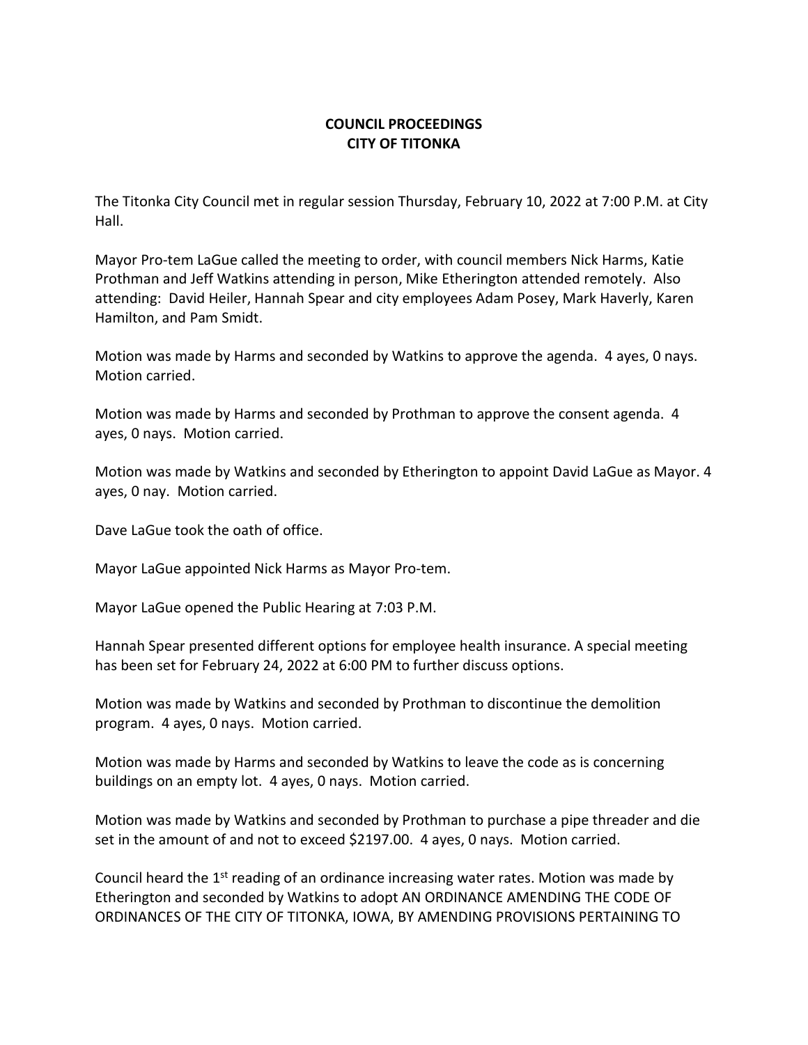# COUNCIL PROCEEDINGS
# CITY OF TITONKA

The Titonka City Council met in regular session Thursday, February 10, 2022 at 7:00 P.M. at City Hall.

Mayor Pro-tem LaGue called the meeting to order, with council members Nick Harms, Katie Prothman and Jeff Watkins attending in person, Mike Etherington attended remotely. Also attending: David Heiler, Hannah Spear and city employees Adam Posey, Mark Haverly, Karen Hamilton, and Pam Smidt.

Motion was made by Harms and seconded by Watkins to approve the agenda. 4 ayes, 0 nays. Motion carried.

Motion was made by Harms and seconded by Prothman to approve the consent agenda. 4 ayes, 0 nays. Motion carried.

Motion was made by Watkins and seconded by Etherington to appoint David LaGue as Mayor. 4 ayes, 0 nay. Motion carried.

Dave LaGue took the oath of office.

Mayor LaGue appointed Nick Harms as Mayor Pro-tem.

Mayor LaGue opened the Public Hearing at 7:03 P.M.

Hannah Spear presented different options for employee health insurance. A special meeting has been set for February 24, 2022 at 6:00 PM to further discuss options.

Motion was made by Watkins and seconded by Prothman to discontinue the demolition program. 4 ayes, 0 nays. Motion carried.

Motion was made by Harms and seconded by Watkins to leave the code as is concerning buildings on an empty lot. 4 ayes, 0 nays. Motion carried.

Motion was made by Watkins and seconded by Prothman to purchase a pipe threader and die set in the amount of and not to exceed $2197.00. 4 ayes, 0 nays. Motion carried.

Council heard the 1st reading of an ordinance increasing water rates. Motion was made by Etherington and seconded by Watkins to adopt AN ORDINANCE AMENDING THE CODE OF ORDINANCES OF THE CITY OF TITONKA, IOWA, BY AMENDING PROVISIONS PERTAINING TO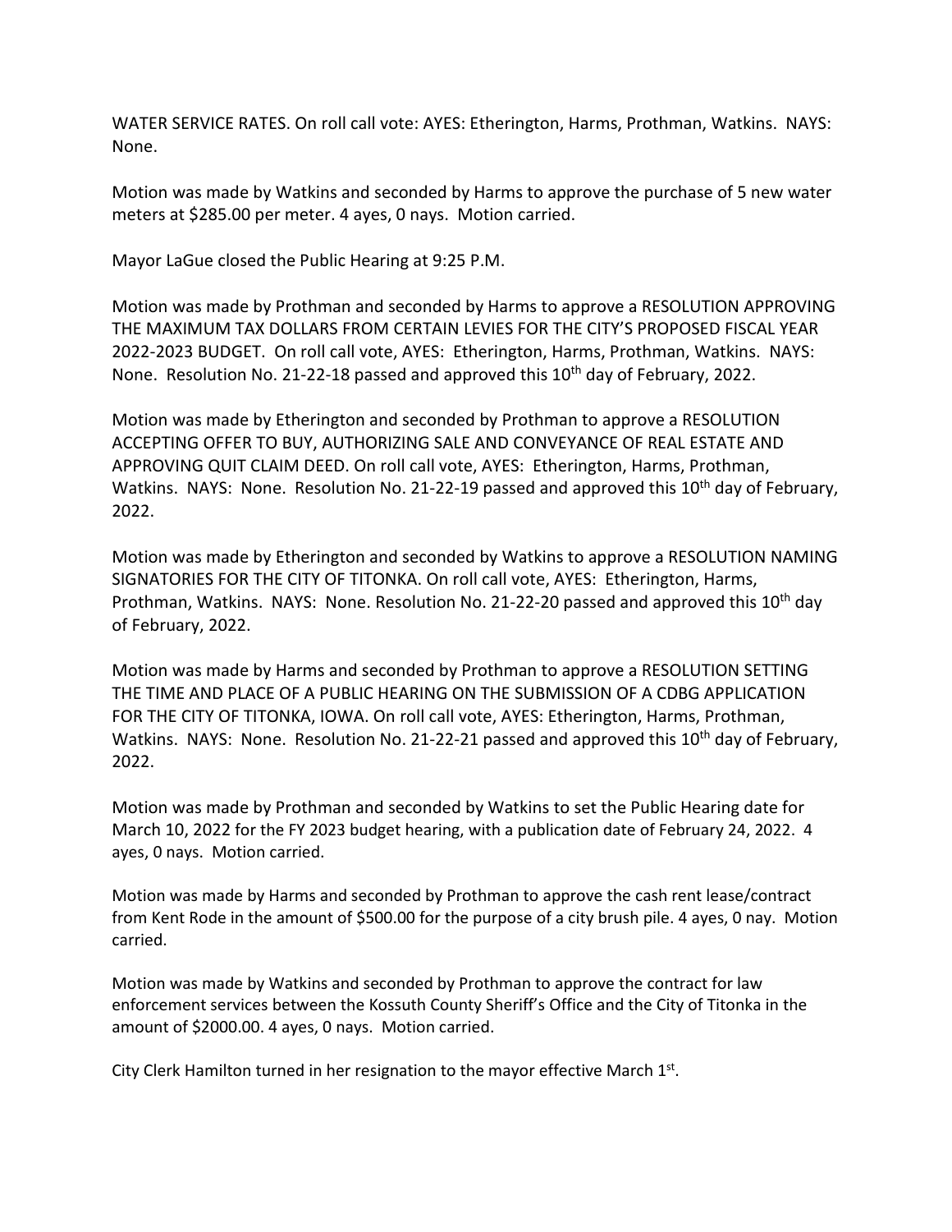WATER SERVICE RATES. On roll call vote: AYES: Etherington, Harms, Prothman, Watkins. NAYS: None.

Motion was made by Watkins and seconded by Harms to approve the purchase of 5 new water meters at $285.00 per meter. 4 ayes, 0 nays. Motion carried.

Mayor LaGue closed the Public Hearing at 9:25 P.M.

Motion was made by Prothman and seconded by Harms to approve a RESOLUTION APPROVING THE MAXIMUM TAX DOLLARS FROM CERTAIN LEVIES FOR THE CITY'S PROPOSED FISCAL YEAR 2022-2023 BUDGET. On roll call vote, AYES: Etherington, Harms, Prothman, Watkins. NAYS: None. Resolution No. 21-22-18 passed and approved this 10th day of February, 2022.

Motion was made by Etherington and seconded by Prothman to approve a RESOLUTION ACCEPTING OFFER TO BUY, AUTHORIZING SALE AND CONVEYANCE OF REAL ESTATE AND APPROVING QUIT CLAIM DEED. On roll call vote, AYES: Etherington, Harms, Prothman, Watkins. NAYS: None. Resolution No. 21-22-19 passed and approved this 10th day of February, 2022.

Motion was made by Etherington and seconded by Watkins to approve a RESOLUTION NAMING SIGNATORIES FOR THE CITY OF TITONKA. On roll call vote, AYES: Etherington, Harms, Prothman, Watkins. NAYS: None. Resolution No. 21-22-20 passed and approved this 10th day of February, 2022.

Motion was made by Harms and seconded by Prothman to approve a RESOLUTION SETTING THE TIME AND PLACE OF A PUBLIC HEARING ON THE SUBMISSION OF A CDBG APPLICATION FOR THE CITY OF TITONKA, IOWA. On roll call vote, AYES: Etherington, Harms, Prothman, Watkins. NAYS: None. Resolution No. 21-22-21 passed and approved this 10th day of February, 2022.

Motion was made by Prothman and seconded by Watkins to set the Public Hearing date for March 10, 2022 for the FY 2023 budget hearing, with a publication date of February 24, 2022. 4 ayes, 0 nays. Motion carried.

Motion was made by Harms and seconded by Prothman to approve the cash rent lease/contract from Kent Rode in the amount of $500.00 for the purpose of a city brush pile. 4 ayes, 0 nay. Motion carried.

Motion was made by Watkins and seconded by Prothman to approve the contract for law enforcement services between the Kossuth County Sheriff's Office and the City of Titonka in the amount of $2000.00. 4 ayes, 0 nays. Motion carried.

City Clerk Hamilton turned in her resignation to the mayor effective March 1st.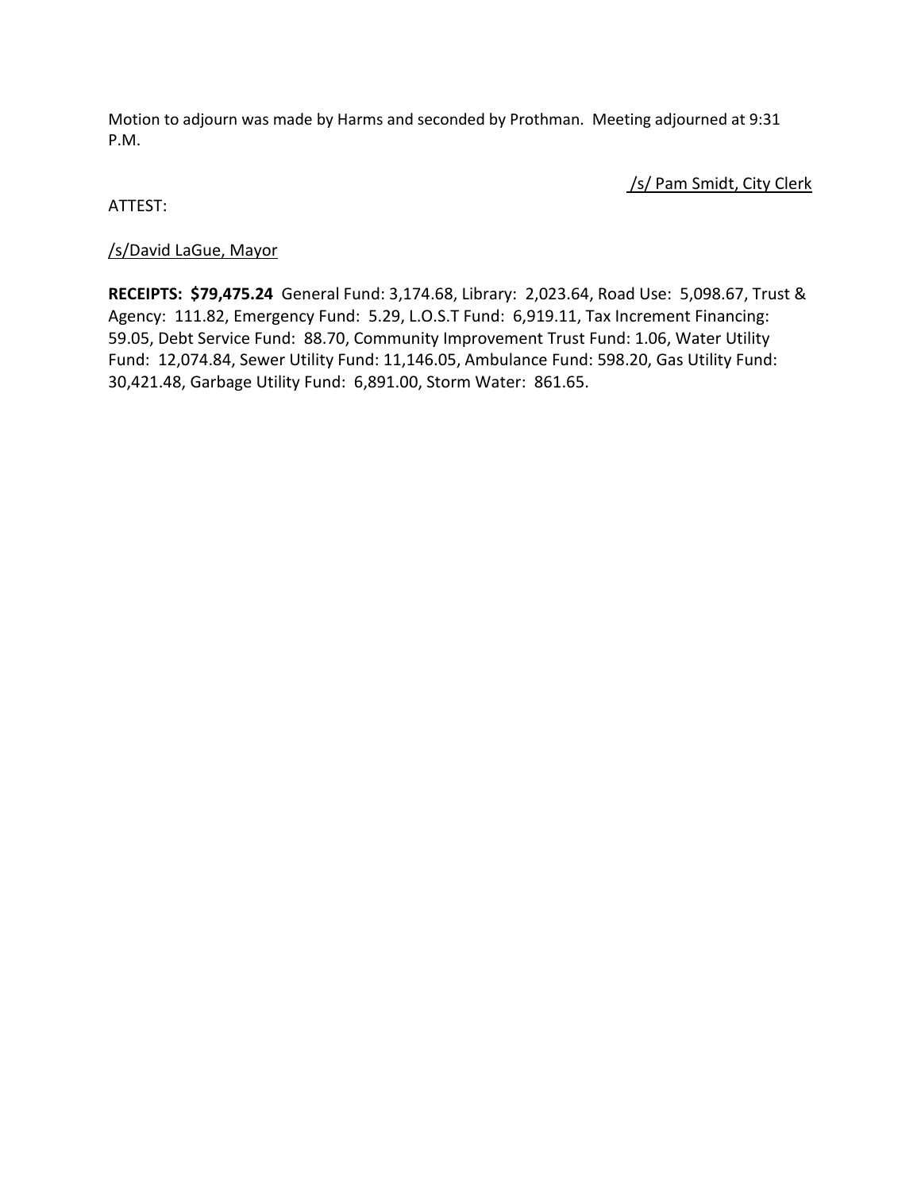Motion to adjourn was made by Harms and seconded by Prothman. Meeting adjourned at 9:31 P.M.

/s/ Pam Smidt, City Clerk

ATTEST:

/s/David LaGue, Mayor

**RECEIPTS: $79,475.24** General Fund: 3,174.68, Library: 2,023.64, Road Use: 5,098.67, Trust & Agency: 111.82, Emergency Fund: 5.29, L.O.S.T Fund: 6,919.11, Tax Increment Financing: 59.05, Debt Service Fund: 88.70, Community Improvement Trust Fund: 1.06, Water Utility Fund: 12,074.84, Sewer Utility Fund: 11,146.05, Ambulance Fund: 598.20, Gas Utility Fund: 30,421.48, Garbage Utility Fund: 6,891.00, Storm Water: 861.65.